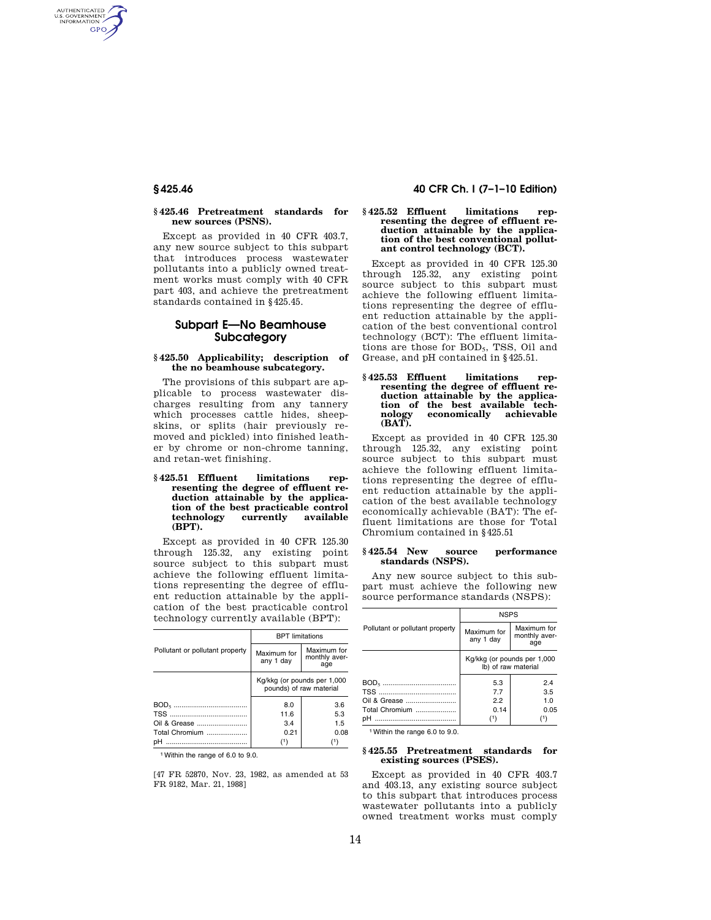### § 425.46 Pretreatment standards for new sources (PSNS).

Except as provided in 40 CFR 403.7, any new source subject to this subpart that introduces process wastewater pollutants into a publicly owned treatment works must comply with 40 CFR part 403, and achieve the pretreatment standards contained in § 425.45.

## Subpart E—No Beamhouse Subcategory

### § 425.50 Applicability; description of the no beamhouse subcategory.

The provisions of this subpart are applicable to process wastewater discharges resulting from any tannery which processes cattle hides, sheepskins, or splits (hair previously removed and pickled) into finished leather by chrome or non-chrome tanning, and retan-wet finishing.

### § 425.51 Effluent limitations representing the degree of effluent reduction attainable by the application of the best practicable control technology currently available (BPT).

Except as provided in 40 CFR 125.30 through 125.32, any existing point source subject to this subpart must achieve the following effluent limitations representing the degree of effluent reduction attainable by the application of the best practicable control technology currently available (BPT):

| Pollutant or pollutant property | BPT limitations | |
|---|---|---|
| | Maximum for any 1 day | Maximum for monthly average |
| | Kg/kkg (or pounds per 1,000 pounds) of raw material | |
| $BOD_5$ | 8.0 | 3.6 |
| TSS | 11.6 | 5.3 |
| Oil & Grease | 3.4 | 1.5 |
| Total Chromium | 0.21 | 0.08 |
| pH | [1] | [1] |

[1] Within the range of 6.0 to 9.0.

[47 FR 52870, Nov. 23, 1982, as amended at 53 FR 9182, Mar. 21, 1988]

### § 425.52 Effluent limitations representing the degree of effluent reduction attainable by the application of the best conventional pollutant control technology (BCT).

Except as provided in 40 CFR 125.30 through 125.32, any existing point source subject to this subpart must achieve the following effluent limitations representing the degree of effluent reduction attainable by the application of the best conventional control technology (BCT): The effluent limitations are those for $BOD_5$, TSS, Oil and Grease, and pH contained in § 425.51.

### § 425.53 Effluent limitations representing the degree of effluent reduction attainable by the application of the best available technology economically achievable (BAT).

Except as provided in 40 CFR 125.30 through 125.32, any existing point source subject to this subpart must achieve the following effluent limitations representing the degree of effluent reduction attainable by the application of the best available technology economically achievable (BAT): The effluent limitations are those for Total Chromium contained in § 425.51

### § 425.54 New source performance standards (NSPS).

Any new source subject to this subpart must achieve the following new source performance standards (NSPS):

| Pollutant or pollutant property | NSPS | |
|---|---|---|
| | Maximum for any 1 day | Maximum for monthly average |
| | Kg/kkg (or pounds per 1,000 lb) of raw material | |
| $BOD_5$ | 5.3 | 2.4 |
| TSS | 7.7 | 3.5 |
| Oil & Grease | 2.2 | 1.0 |
| Total Chromium | 0.14 | 0.05 |
| pH | [1] | [1] |

[1] Within the range 6.0 to 9.0.

### § 425.55 Pretreatment standards for existing sources (PSES).

Except as provided in 40 CFR 403.7 and 403.13, any existing source subject to this subpart that introduces process wastewater pollutants into a publicly owned treatment works must comply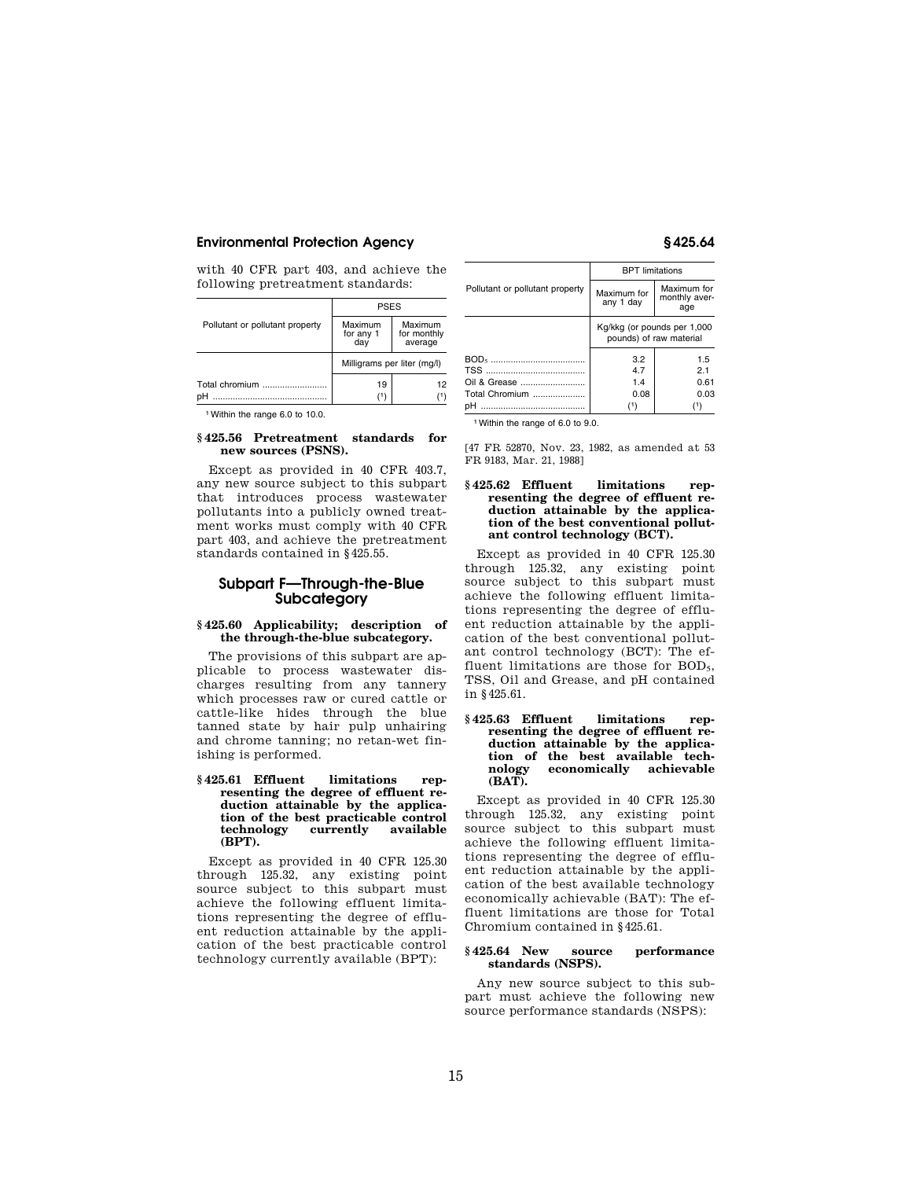with 40 CFR part 403, and achieve the following pretreatment standards:

| Pollutant or pollutant property | PSES | |
|---|---|---|
| | Maximum for any 1 day | Maximum for monthly average |
| | Milligrams per liter (mg/l) | |
| Total chromium | 19 | 12 |
| pH | (1) | (1) |

[1] Within the range 6.0 to 10.0.

### § 425.56 Pretreatment standards for new sources (PSNS).

Except as provided in 40 CFR 403.7, any new source subject to this subpart that introduces process wastewater pollutants into a publicly owned treatment works must comply with 40 CFR part 403, and achieve the pretreatment standards contained in § 425.55.

## Subpart F—Through-the-Blue Subcategory

### § 425.60 Applicability; description of the through-the-blue subcategory.

The provisions of this subpart are applicable to process wastewater discharges resulting from any tannery which processes raw or cured cattle or cattle-like hides through the blue tanned state by hair pulp unhairing and chrome tanning; no retan-wet finishing is performed.

### § 425.61 Effluent limitations representing the degree of effluent reduction attainable by the application of the best practicable control technology currently available (BPT).

Except as provided in 40 CFR 125.30 through 125.32, any existing point source subject to this subpart must achieve the following effluent limitations representing the degree of effluent reduction attainable by the application of the best practicable control technology currently available (BPT):

| Pollutant or pollutant property | BPT limitations | |
|---|---|---|
| | Maximum for any 1 day | Maximum for monthly average |
| | Kg/kkg (or pounds per 1,000 pounds) of raw material | |
| $BOD_5$ | 3.2 | 1.5 |
| TSS | 4.7 | 2.1 |
| Oil & Grease | 1.4 | 0.61 |
| Total Chromium | 0.08 | 0.03 |
| pH | (1) | (1) |

[1] Within the range of 6.0 to 9.0.

[47 FR 52870, Nov. 23, 1982, as amended at 53 FR 9183, Mar. 21, 1988]

### § 425.62 Effluent limitations representing the degree of effluent reduction attainable by the application of the best conventional pollutant control technology (BCT).

Except as provided in 40 CFR 125.30 through 125.32, any existing point source subject to this subpart must achieve the following effluent limitations representing the degree of effluent reduction attainable by the application of the best conventional pollutant control technology (BCT): The effluent limitations are those for $BOD_5$, TSS, Oil and Grease, and pH contained in § 425.61.

### § 425.63 Effluent limitations representing the degree of effluent reduction attainable by the application of the best available technology economically achievable (BAT).

Except as provided in 40 CFR 125.30 through 125.32, any existing point source subject to this subpart must achieve the following effluent limitations representing the degree of effluent reduction attainable by the application of the best available technology economically achievable (BAT): The effluent limitations are those for Total Chromium contained in § 425.61.

### § 425.64 New source performance standards (NSPS).

Any new source subject to this subpart must achieve the following new source performance standards (NSPS):